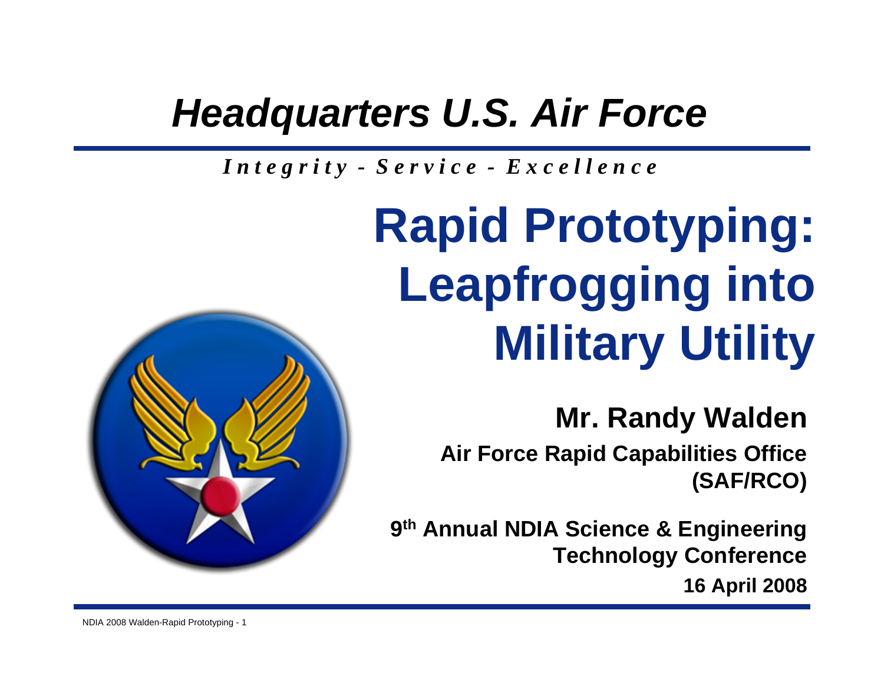# *Headquarters U.S. Air Force*

*Integrity - Service - Excellence*

# Rapid Prototyping: Leapfrogging into Military Utility

**Mr. Randy Walden**

**Air Force Rapid Capabilities Office (SAF/RCO)**

**9th Annual NDIA Science & Engineering Technology Conference**

**16 April 2008**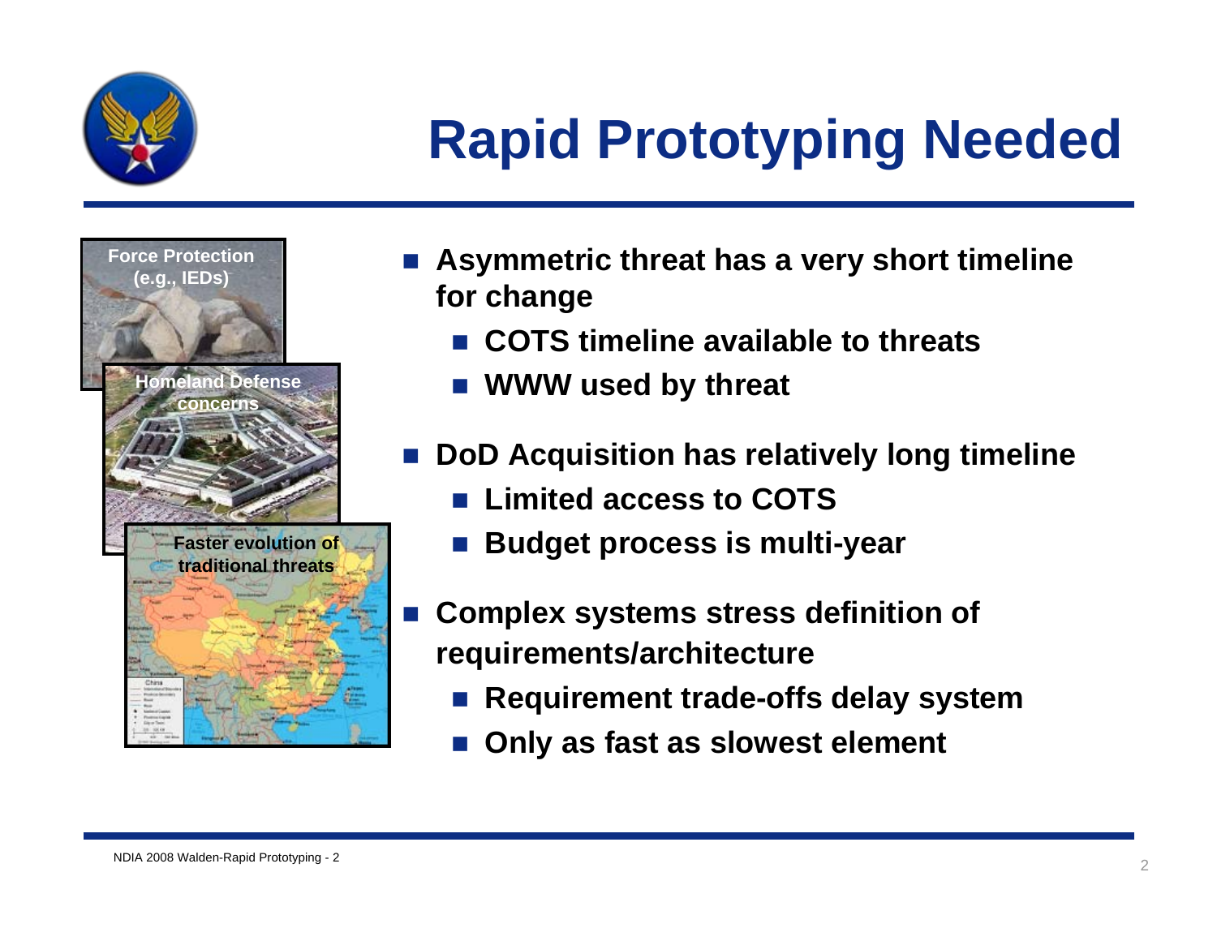# Rapid Prototyping Needed

Force Protection (e.g., IEDs)

Homeland Defense concerns

Faster evolution of traditional threats

- Asymmetric threat has a very short timeline for change
  - COTS timeline available to threats
  - WWW used by threat
- DoD Acquisition has relatively long timeline
  - Limited access to COTS
  - Budget process is multi-year
- Complex systems stress definition of requirements/architecture
  - Requirement trade-offs delay system
  - Only as fast as slowest element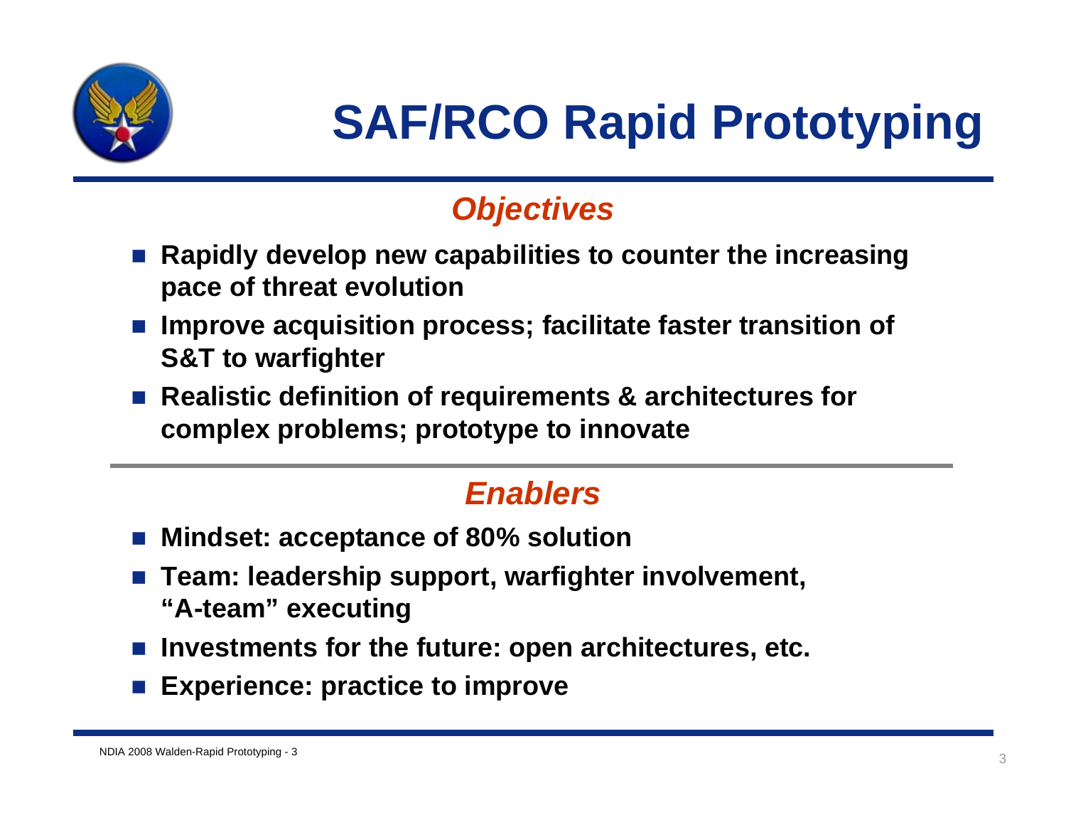# SAF/RCO Rapid Prototyping

## *Objectives*

- **Rapidly develop new capabilities to counter the increasing pace of threat evolution**
- **Improve acquisition process; facilitate faster transition of S&T to warfighter**
- **Realistic definition of requirements & architectures for complex problems; prototype to innovate**

## *Enablers*

- **Mindset: acceptance of 80% solution**
- **Team: leadership support, warfighter involvement, "A-team" executing**
- **Investments for the future: open architectures, etc.**
- **Experience: practice to improve**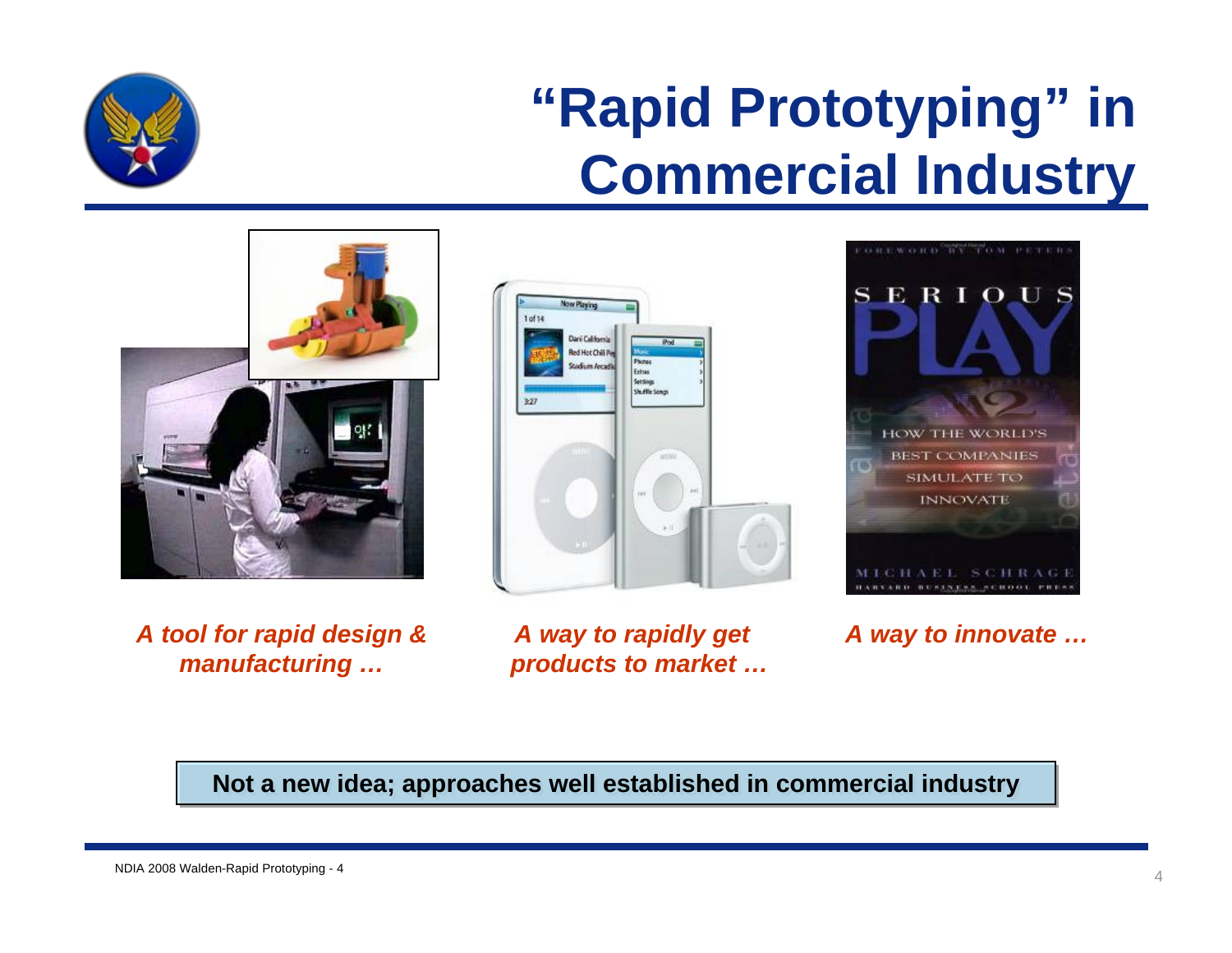# "Rapid Prototyping" in Commercial Industry

*A tool for rapid design & manufacturing …*

*A way to rapidly get products to market …*

*A way to innovate …*

**Not a new idea; approaches well established in commercial industry**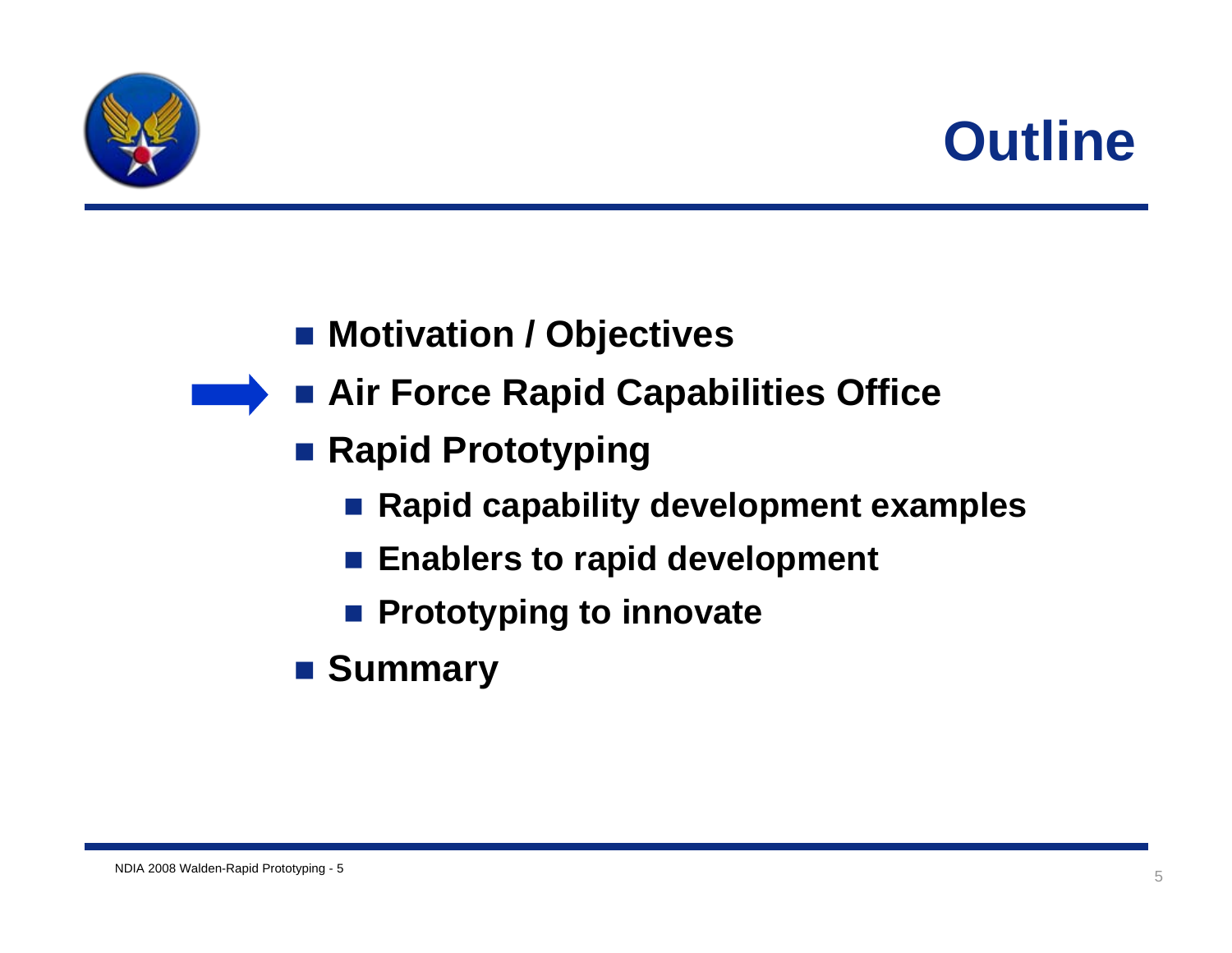# Outline

- Motivation / Objectives
- Air Force Rapid Capabilities Office
- Rapid Prototyping
  - Rapid capability development examples
  - Enablers to rapid development
  - Prototyping to innovate
- Summary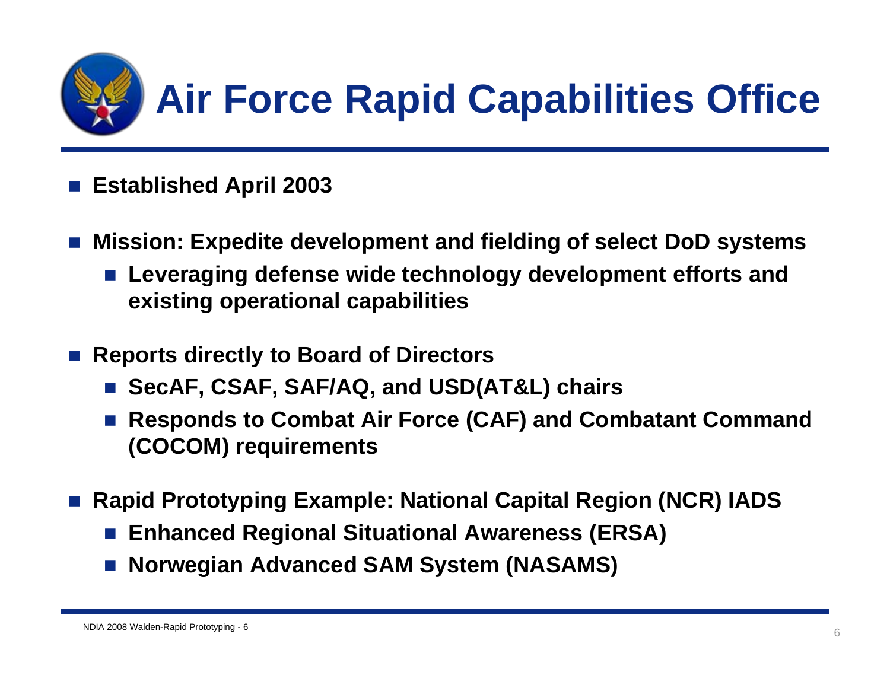# Air Force Rapid Capabilities Office

- **Established April 2003**
- **Mission: Expedite development and fielding of select DoD systems**
  - **Leveraging defense wide technology development efforts and existing operational capabilities**
- **Reports directly to Board of Directors**
  - **SecAF, CSAF, SAF/AQ, and USD(AT&L) chairs**
  - **Responds to Combat Air Force (CAF) and Combatant Command (COCOM) requirements**
- **Rapid Prototyping Example: National Capital Region (NCR) IADS**
  - **Enhanced Regional Situational Awareness (ERSA)**
  - **Norwegian Advanced SAM System (NASAMS)**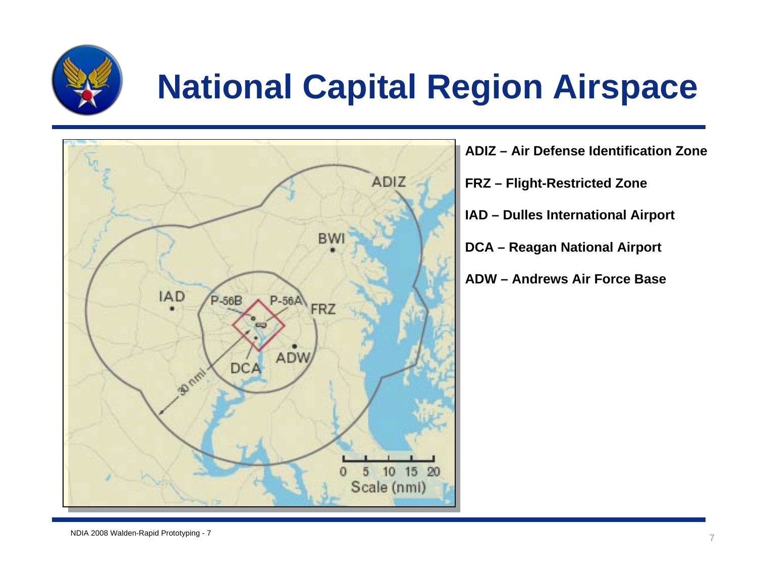# National Capital Region Airspace

**ADIZ – Air Defense Identification Zone**

**FRZ – Flight-Restricted Zone**

**IAD – Dulles International Airport**

**DCA – Reagan National Airport**

**ADW – Andrews Air Force Base**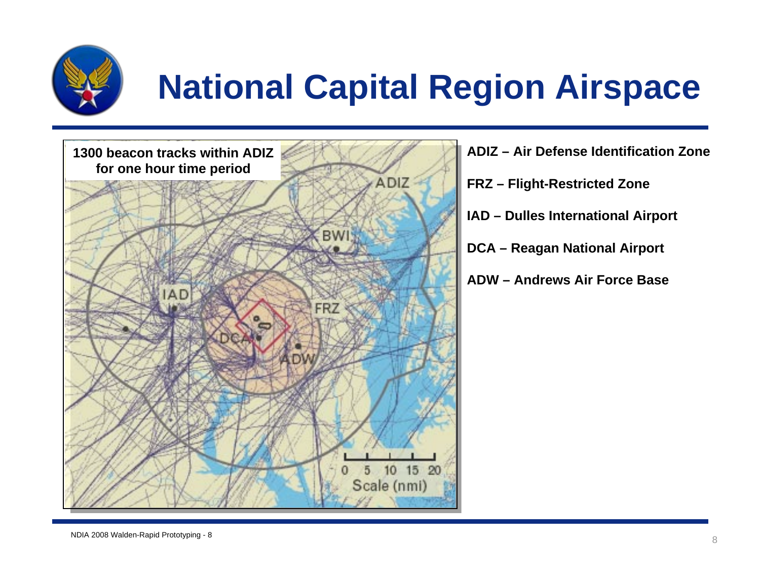# National Capital Region Airspace

1300 beacon tracks within ADIZ for one hour time period

**ADIZ – Air Defense Identification Zone**

**FRZ – Flight-Restricted Zone**

**IAD – Dulles International Airport**

**DCA – Reagan National Airport**

**ADW – Andrews Air Force Base**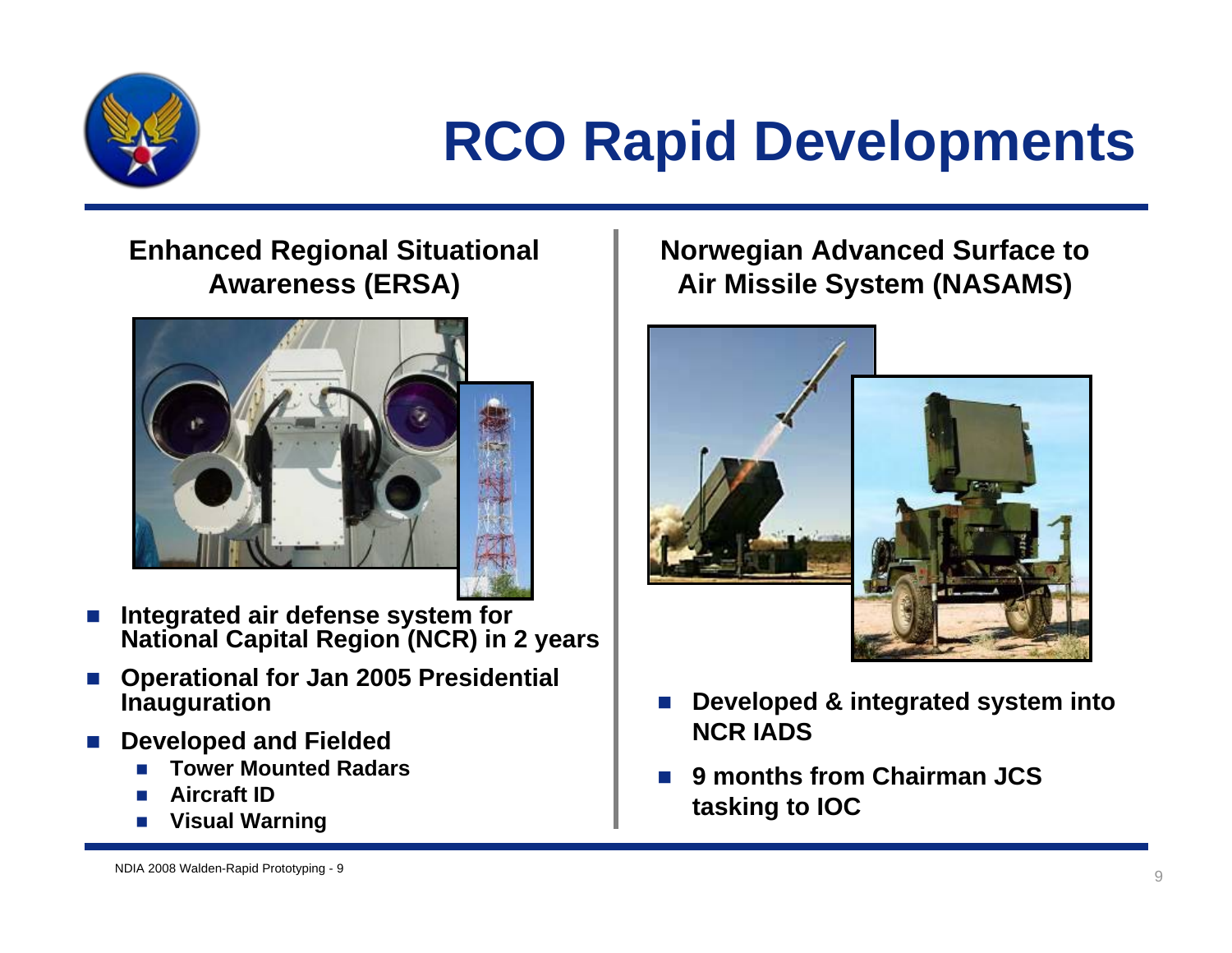# RCO Rapid Developments

## Enhanced Regional Situational Awareness (ERSA)

- **Integrated air defense system for National Capital Region (NCR) in 2 years**
- **Operational for Jan 2005 Presidential Inauguration**
- **Developed and Fielded**
  - **Tower Mounted Radars**
  - **Aircraft ID**
  - **Visual Warning**

## Norwegian Advanced Surface to Air Missile System (NASAMS)

- **Developed & integrated system into NCR IADS**
- **9 months from Chairman JCS tasking to IOC**

NDIA 2008 Walden-Rapid Prototyping - 9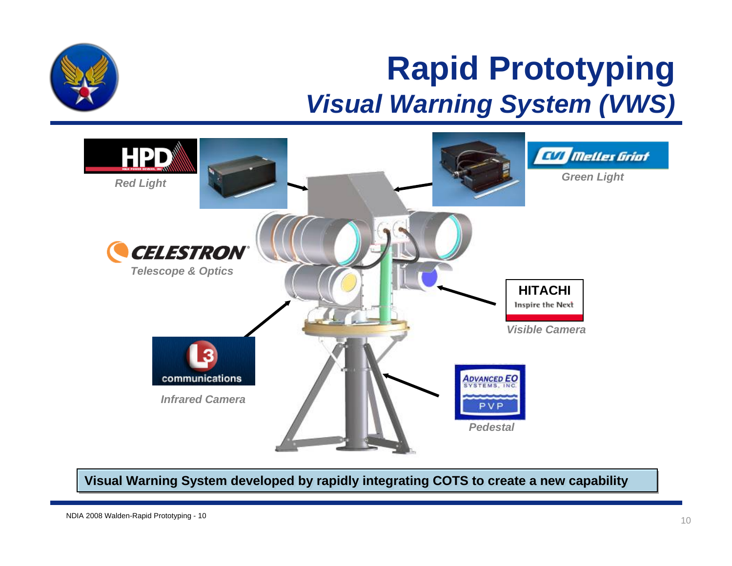# Rapid Prototyping

## *Visual Warning System (VWS)*

HPD

*Red Light*

CVI Melles Griot

*Green Light*

CELESTRON

*Telescope & Optics*

HITACHI
Inspire the Next

*Visible Camera*

L3 communications

*Infrared Camera*

Advanced EO Systems, Inc.
PVP

*Pedestal*

**Visual Warning System developed by rapidly integrating COTS to create a new capability**

NDIA 2008 Walden-Rapid Prototyping - 10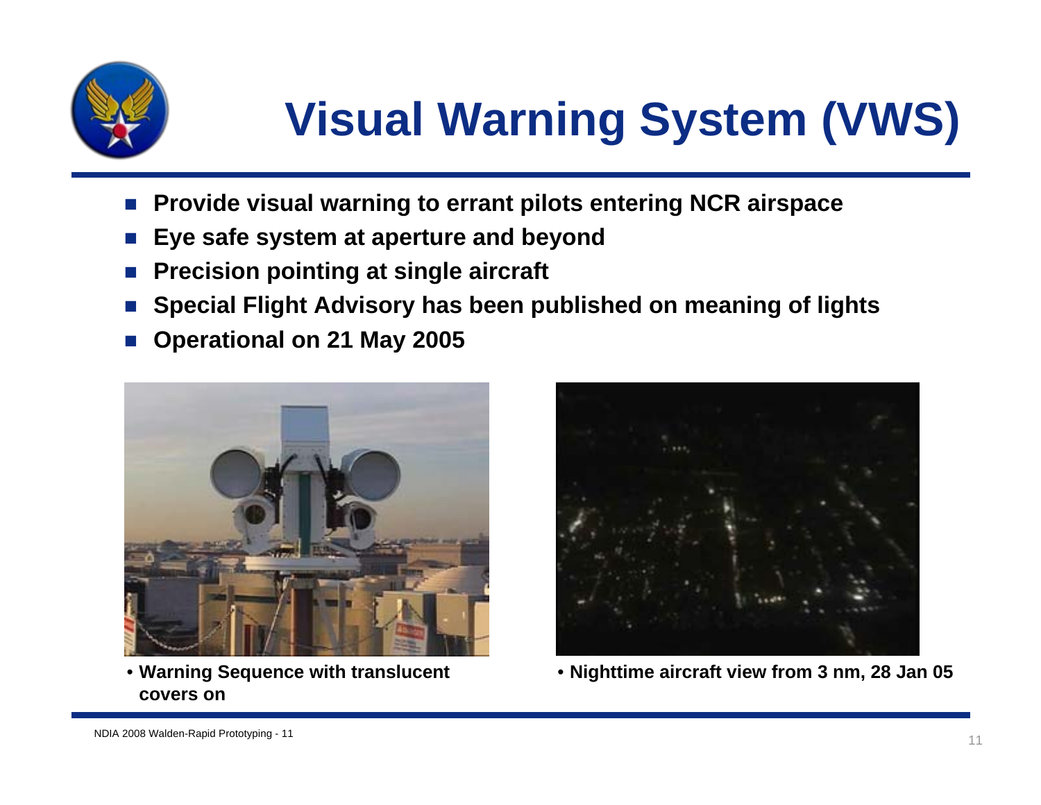# Visual Warning System (VWS)

- **Provide visual warning to errant pilots entering NCR airspace**
- **Eye safe system at aperture and beyond**
- **Precision pointing at single aircraft**
- **Special Flight Advisory has been published on meaning of lights**
- **Operational on 21 May 2005**

- **Warning Sequence with translucent covers on**

- **Nighttime aircraft view from 3 nm, 28 Jan 05**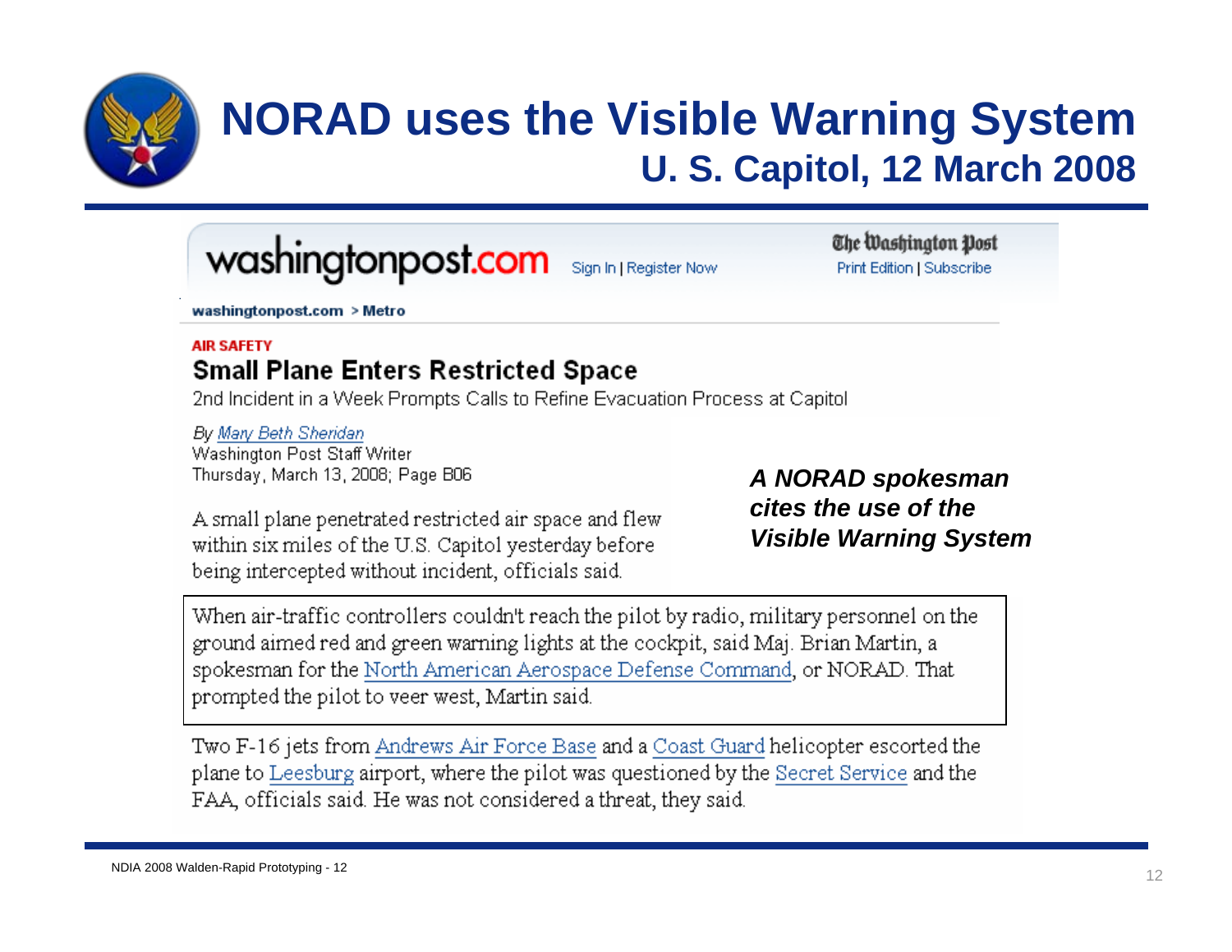# NORAD uses the Visible Warning System

## U. S. Capitol, 12 March 2008

washingtonpost.com Sign In | Register Now

The Washington Post Print Edition | Subscribe

washingtonpost.com > Metro

**AIR SAFETY**

### Small Plane Enters Restricted Space

2nd Incident in a Week Prompts Calls to Refine Evacuation Process at Capitol

*By Mary Beth Sheridan*
Washington Post Staff Writer
Thursday, March 13, 2008; Page B06

A small plane penetrated restricted air space and flew within six miles of the U.S. Capitol yesterday before being intercepted without incident, officials said.

***A NORAD spokesman cites the use of the Visible Warning System***

When air-traffic controllers couldn't reach the pilot by radio, military personnel on the ground aimed red and green warning lights at the cockpit, said Maj. Brian Martin, a spokesman for the North American Aerospace Defense Command, or NORAD. That prompted the pilot to veer west, Martin said.

Two F-16 jets from Andrews Air Force Base and a Coast Guard helicopter escorted the plane to Leesburg airport, where the pilot was questioned by the Secret Service and the FAA, officials said. He was not considered a threat, they said.

NDIA 2008 Walden-Rapid Prototyping - 12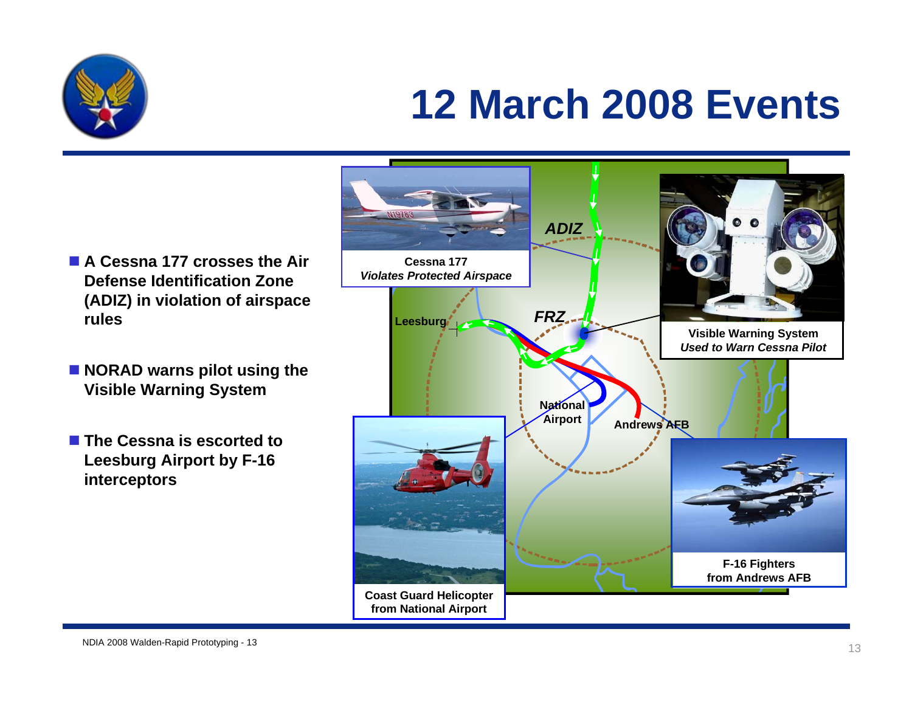# 12 March 2008 Events

- **A Cessna 177 crosses the Air Defense Identification Zone (ADIZ) in violation of airspace rules**
- **NORAD warns pilot using the Visible Warning System**
- **The Cessna is escorted to Leesburg Airport by F-16 interceptors**

**Cessna 177**
***Violates Protected Airspace***

**Visible Warning System**
***Used to Warn Cessna Pilot***

**Coast Guard Helicopter from National Airport**

**F-16 Fighters from Andrews AFB**

***ADIZ***

***FRZ***

**Leesburg**

**National Airport**

**Andrews AFB**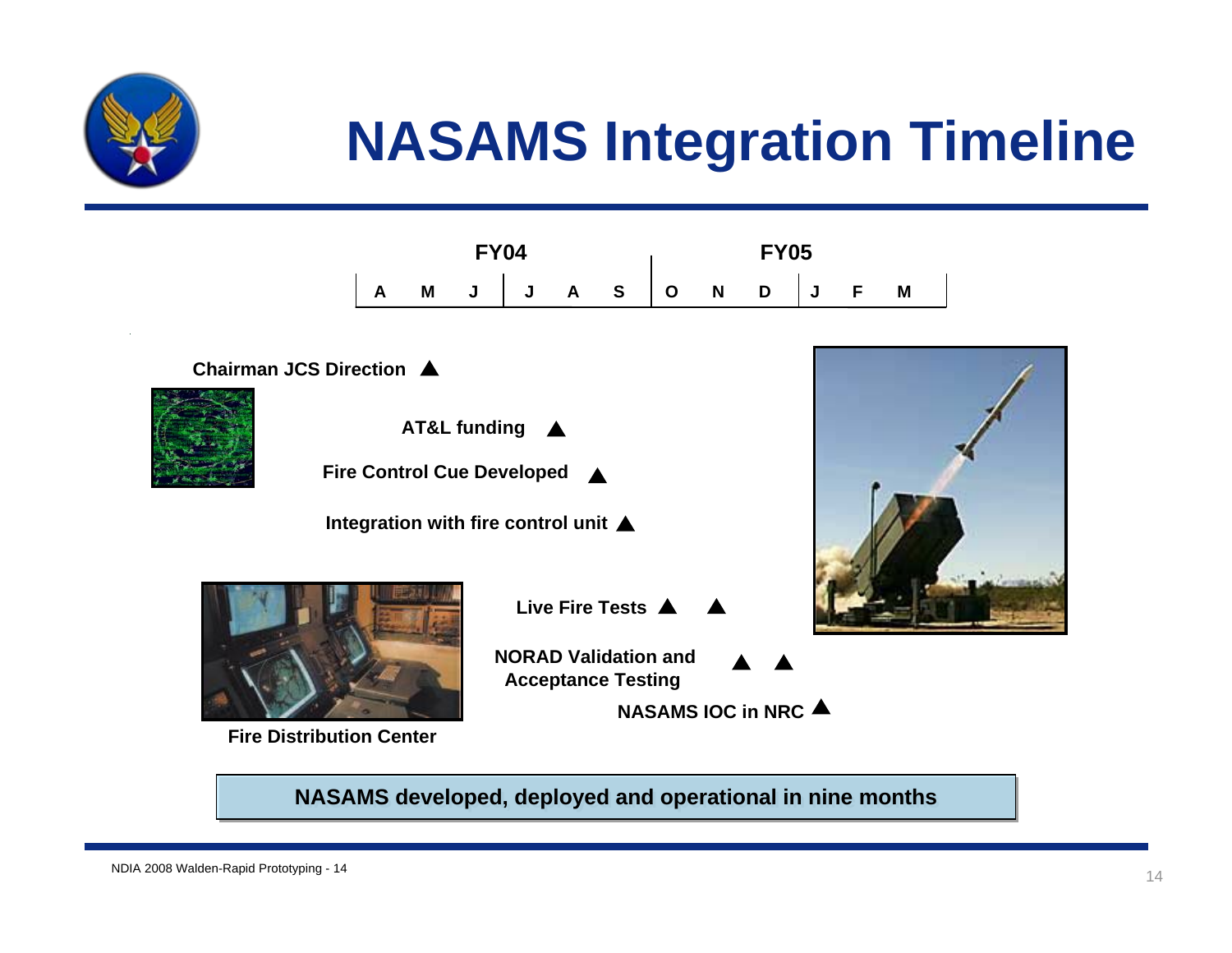# NASAMS Integration Timeline

| FY04 | | | | | | FY05 | | | | | |
|---|---|---|---|---|---|---|---|---|---|---|---|
| A | M | J | J | A | S | O | N | D | J | F | M |

- Chairman JCS Direction ▲
- AT&L funding ▲
- Fire Control Cue Developed ▲
- Integration with fire control unit ▲
- Live Fire Tests ▲ ▲
- NORAD Validation and Acceptance Testing ▲ ▲
- NASAMS IOC in NRC ▲

Fire Distribution Center

**NASAMS developed, deployed and operational in nine months**

NDIA 2008 Walden-Rapid Prototyping - 14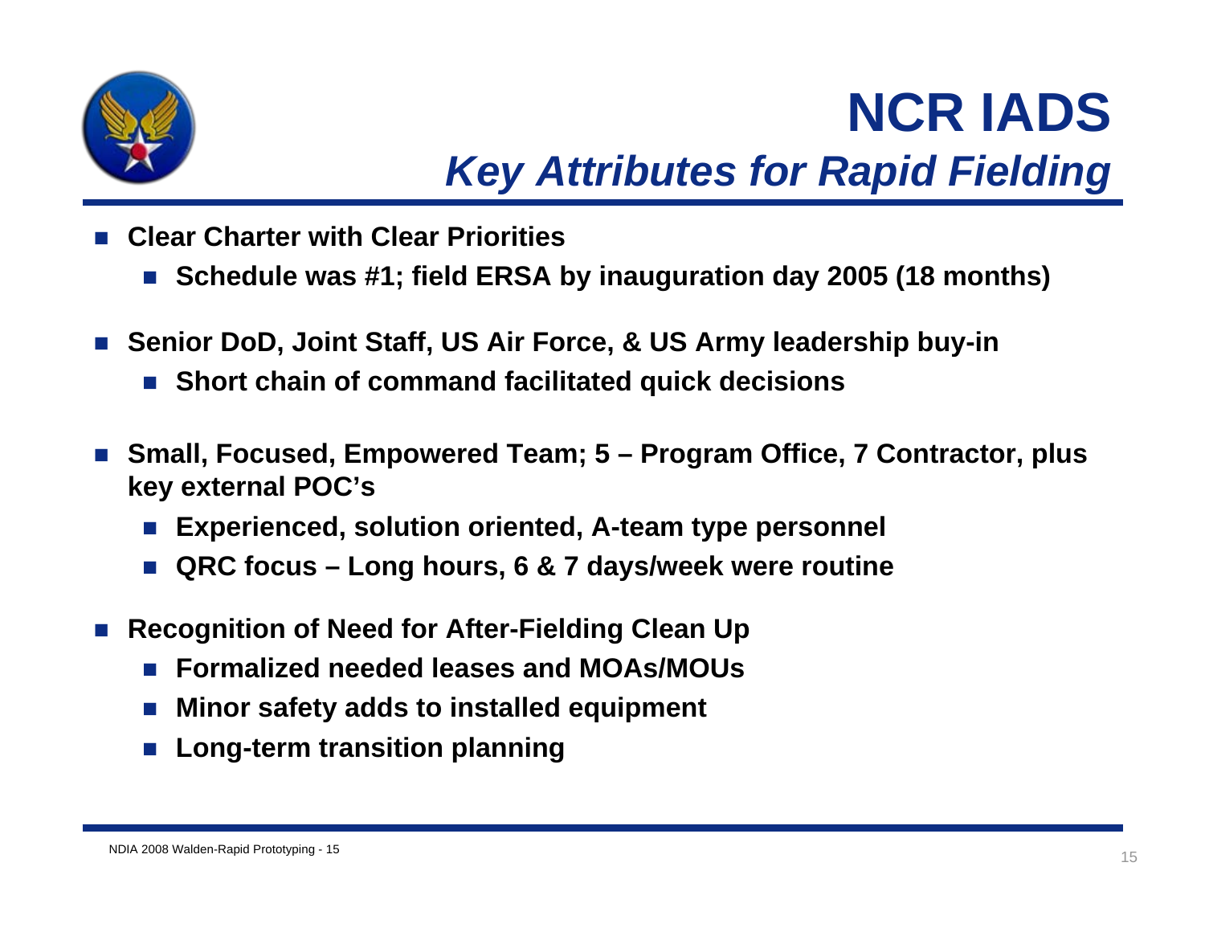# NCR IADS

## *Key Attributes for Rapid Fielding*

- **Clear Charter with Clear Priorities**
  - **Schedule was #1; field ERSA by inauguration day 2005 (18 months)**
- **Senior DoD, Joint Staff, US Air Force, & US Army leadership buy-in**
  - **Short chain of command facilitated quick decisions**
- **Small, Focused, Empowered Team; 5 – Program Office, 7 Contractor, plus key external POC's**
  - **Experienced, solution oriented, A-team type personnel**
  - **QRC focus – Long hours, 6 & 7 days/week were routine**
- **Recognition of Need for After-Fielding Clean Up**
  - **Formalized needed leases and MOAs/MOUs**
  - **Minor safety adds to installed equipment**
  - **Long-term transition planning**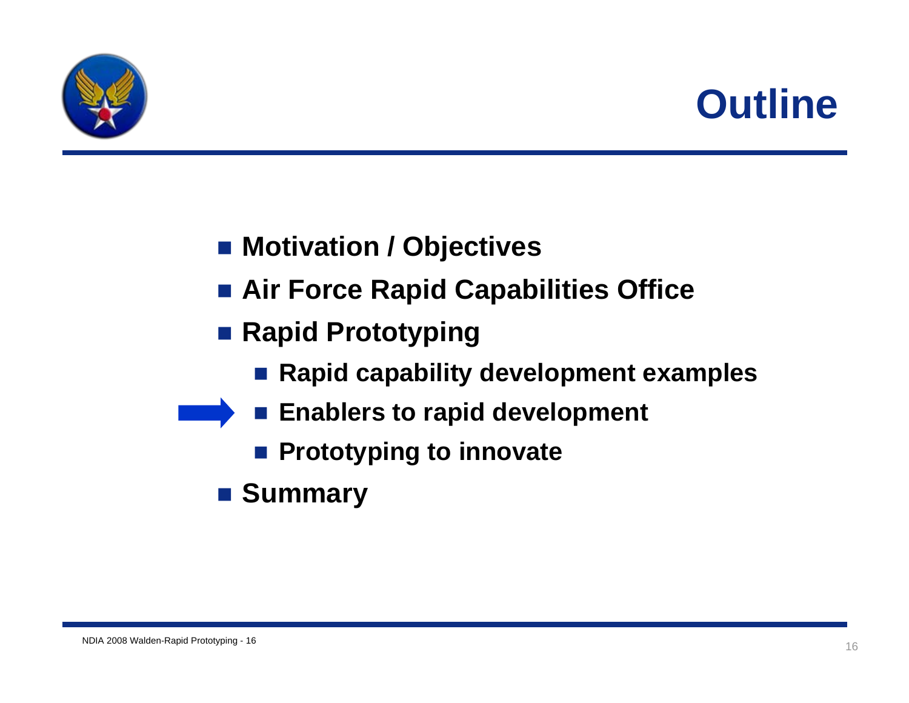# Outline

- Motivation / Objectives
- Air Force Rapid Capabilities Office
- Rapid Prototyping
  - Rapid capability development examples
  - Enablers to rapid development
  - Prototyping to innovate
- Summary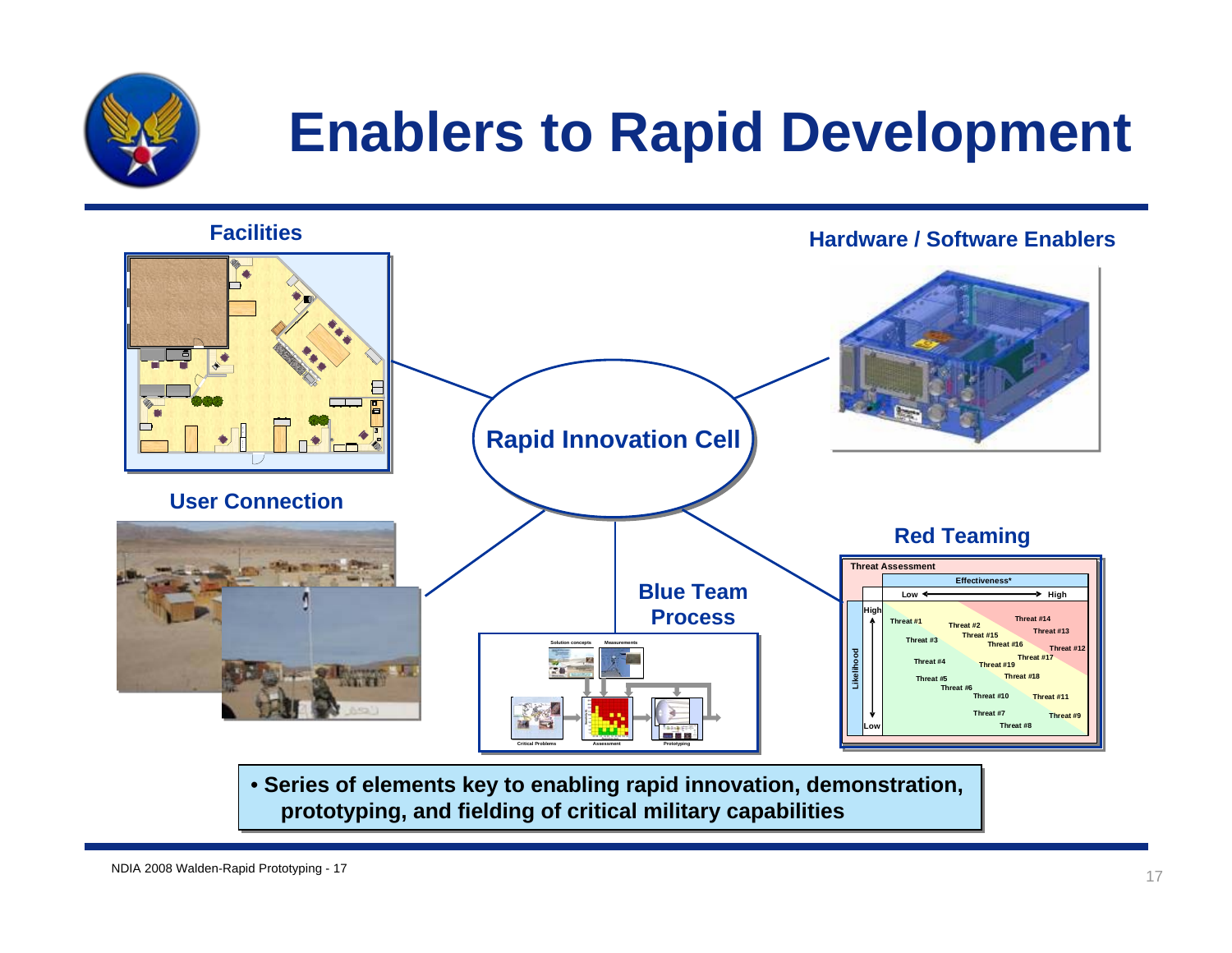# Enablers to Rapid Development

**Facilities**

**Hardware / Software Enablers**

**Rapid Innovation Cell**

**User Connection**

**Red Teaming**

Threat Assessment

Effectiveness* (Low → High)

Likelihood (High → Low)

Threat #1, Threat #2, Threat #3, Threat #4, Threat #5, Threat #6, Threat #7, Threat #8, Threat #9, Threat #10, Threat #11, Threat #12, Threat #13, Threat #14, Threat #15, Threat #16, Threat #17, Threat #18, Threat #19

**Blue Team Process**

Solution concepts → Measurements; Critical Problems → Assessment → Prototyping

- **Series of elements key to enabling rapid innovation, demonstration, prototyping, and fielding of critical military capabilities**

NDIA 2008 Walden-Rapid Prototyping - 17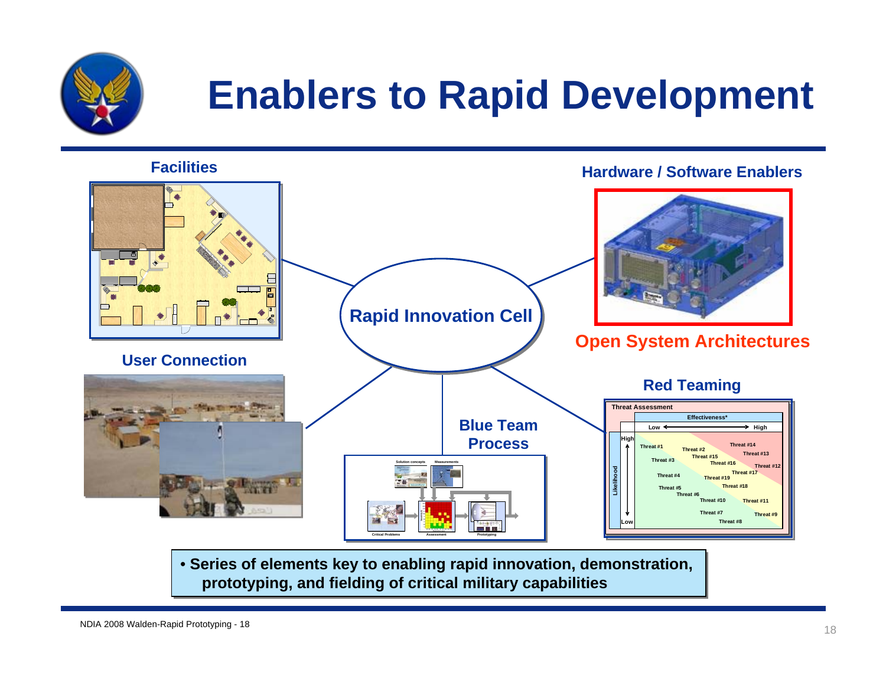# Enablers to Rapid Development

**Facilities**

**Hardware / Software Enablers**

**Rapid Innovation Cell**

**Open System Architectures**

**User Connection**

**Red Teaming**

Threat Assessment

Effectiveness*

Low — High

Likelihood: High — Low

Threat #1, Threat #2, Threat #3, Threat #4, Threat #5, Threat #6, Threat #7, Threat #8, Threat #9, Threat #10, Threat #11, Threat #12, Threat #13, Threat #14, Threat #15, Threat #16, Threat #17, Threat #18, Threat #19

**Blue Team Process**

Solution concepts, Measurements, Critical Problems, Assessment, Prototyping

- **Series of elements key to enabling rapid innovation, demonstration, prototyping, and fielding of critical military capabilities**

NDIA 2008 Walden-Rapid Prototyping - 18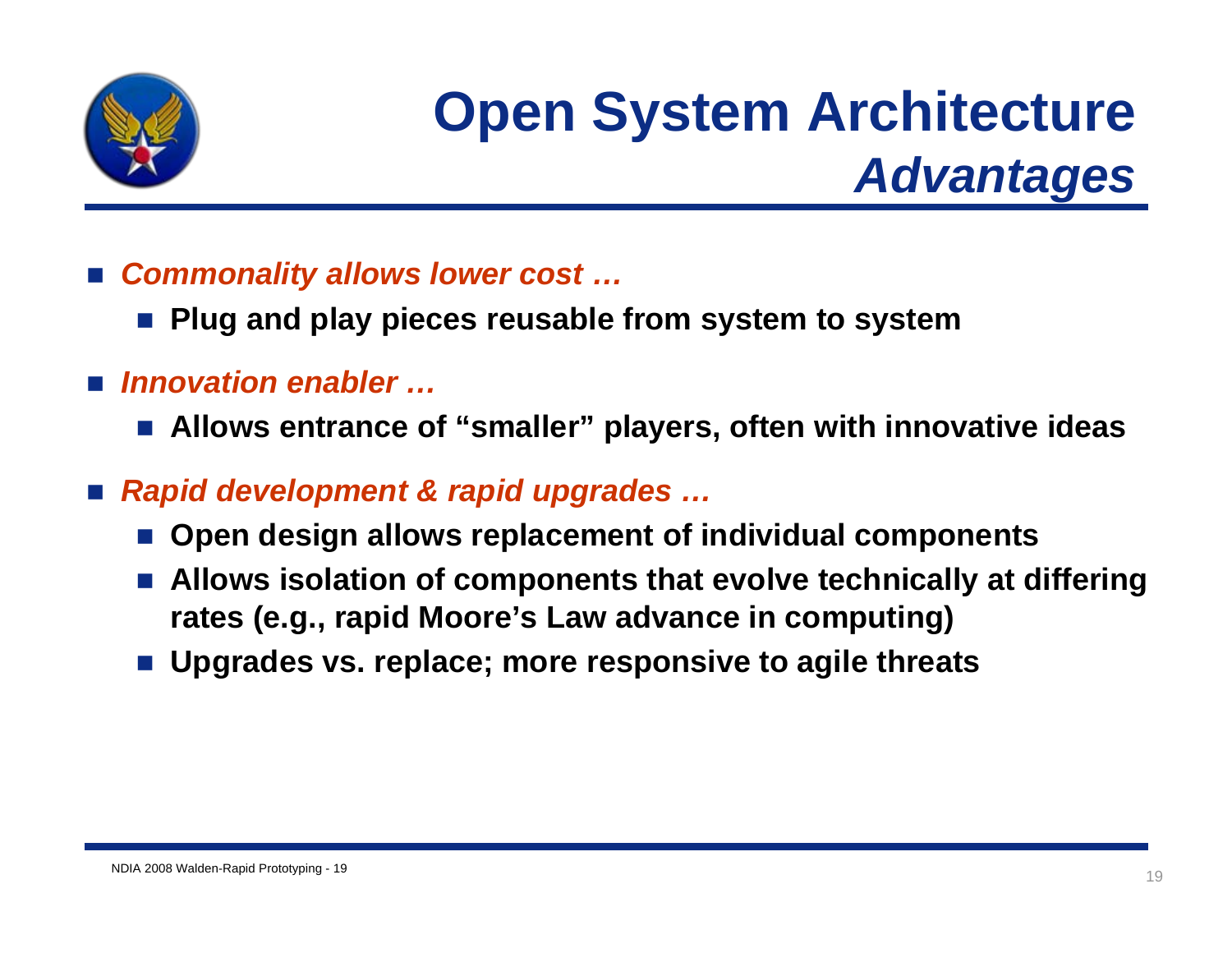# Open System Architecture *Advantages*

- ***Commonality allows lower cost …***
  - **Plug and play pieces reusable from system to system**
- ***Innovation enabler …***
  - **Allows entrance of "smaller" players, often with innovative ideas**
- ***Rapid development & rapid upgrades …***
  - **Open design allows replacement of individual components**
  - **Allows isolation of components that evolve technically at differing rates (e.g., rapid Moore's Law advance in computing)**
  - **Upgrades vs. replace; more responsive to agile threats**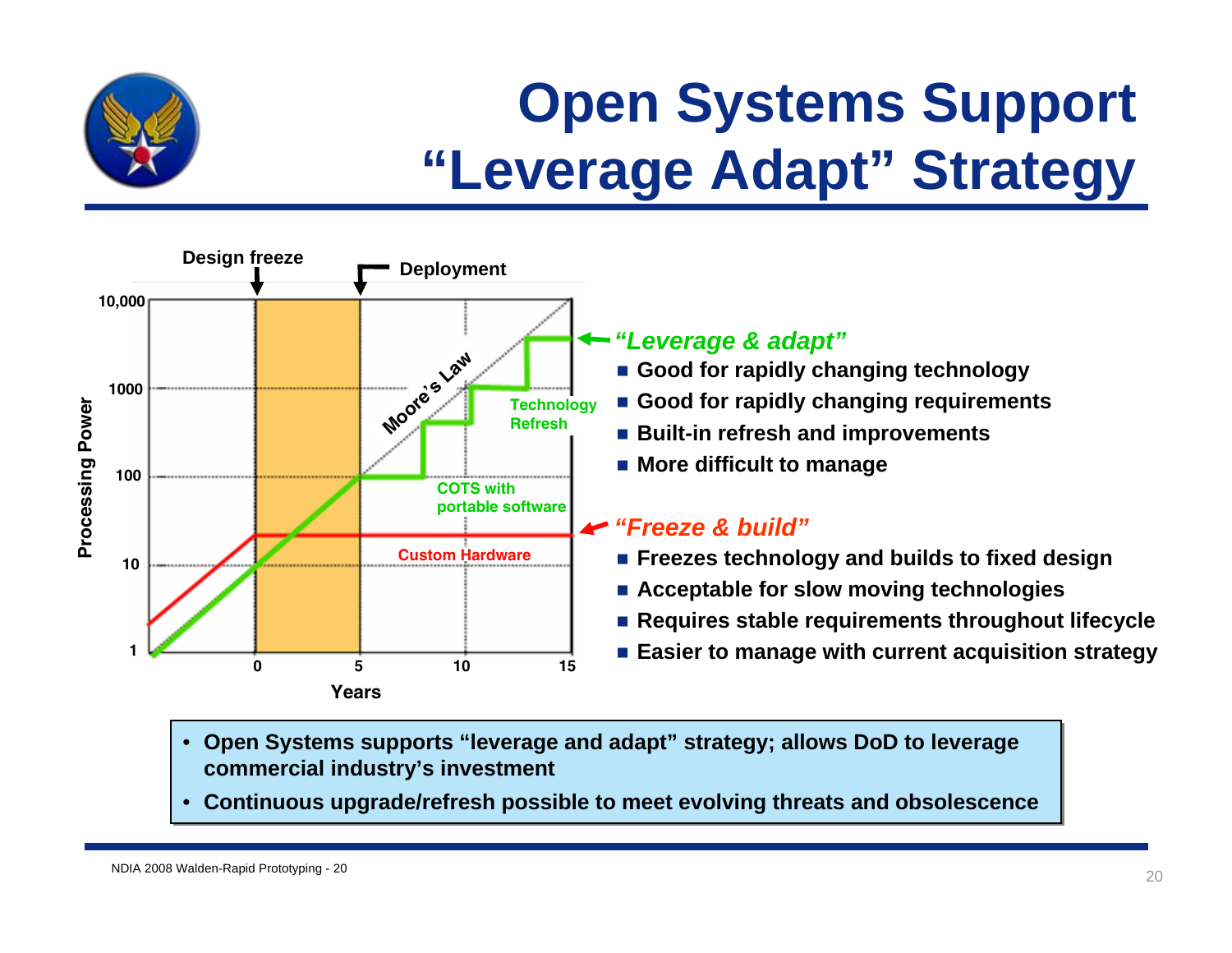# Open Systems Support "Leverage Adapt" Strategy

**Processing Power** (1, 10, 100, 1000, 10,000) vs. **Years** (0, 5, 10, 15)

Design freeze — Deployment

Moore's Law

Technology Refresh

COTS with portable software

Custom Hardware

*"Leverage & adapt"*

- **Good for rapidly changing technology**
- **Good for rapidly changing requirements**
- **Built-in refresh and improvements**
- **More difficult to manage**

*"Freeze & build"*

- **Freezes technology and builds to fixed design**
- **Acceptable for slow moving technologies**
- **Requires stable requirements throughout lifecycle**
- **Easier to manage with current acquisition strategy**

---

- **Open Systems supports "leverage and adapt" strategy; allows DoD to leverage commercial industry's investment**
- **Continuous upgrade/refresh possible to meet evolving threats and obsolescence**

NDIA 2008 Walden-Rapid Prototyping - 20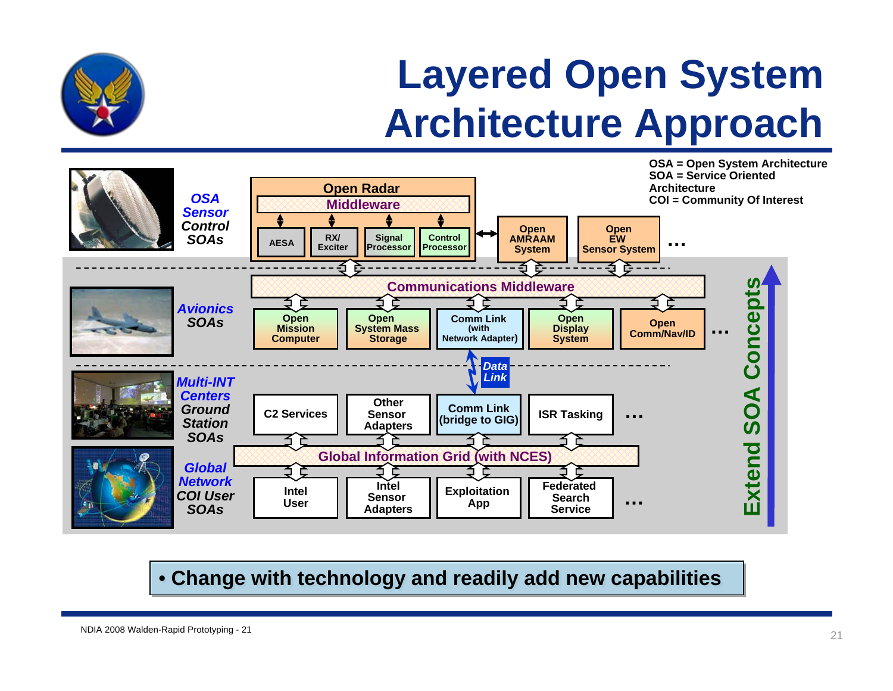# Layered Open System Architecture Approach

OSA = Open System Architecture
SOA = Service Oriented Architecture
COI = Community Of Interest

***OSA Sensor* Control SOAs**

**Open Radar**

**Middleware**

**AESA** | **RX/ Exciter** | **Signal Processor** | **Control Processor**

**Open AMRAAM System** | **Open EW Sensor System** | **…**

***Avionics* SOAs**

**Communications Middleware**

**Open Mission Computer** | **Open System Mass Storage** | **Comm Link (with Network Adapter)** | **Open Display System** | **Open Comm/Nav/ID** | **…**

***Data Link***

***Multi-INT Centers* Ground Station SOAs**

**C2 Services** | **Other Sensor Adapters** | **Comm Link (bridge to GIG)** | **ISR Tasking** | **…**

**Global Information Grid (with NCES)**

***Global Network* COI User SOAs**

**Intel User** | **Intel Sensor Adapters** | **Exploitation App** | **Federated Search Service** | **…**

**Extend SOA Concepts**

- **Change with technology and readily add new capabilities**

NDIA 2008 Walden-Rapid Prototyping - 21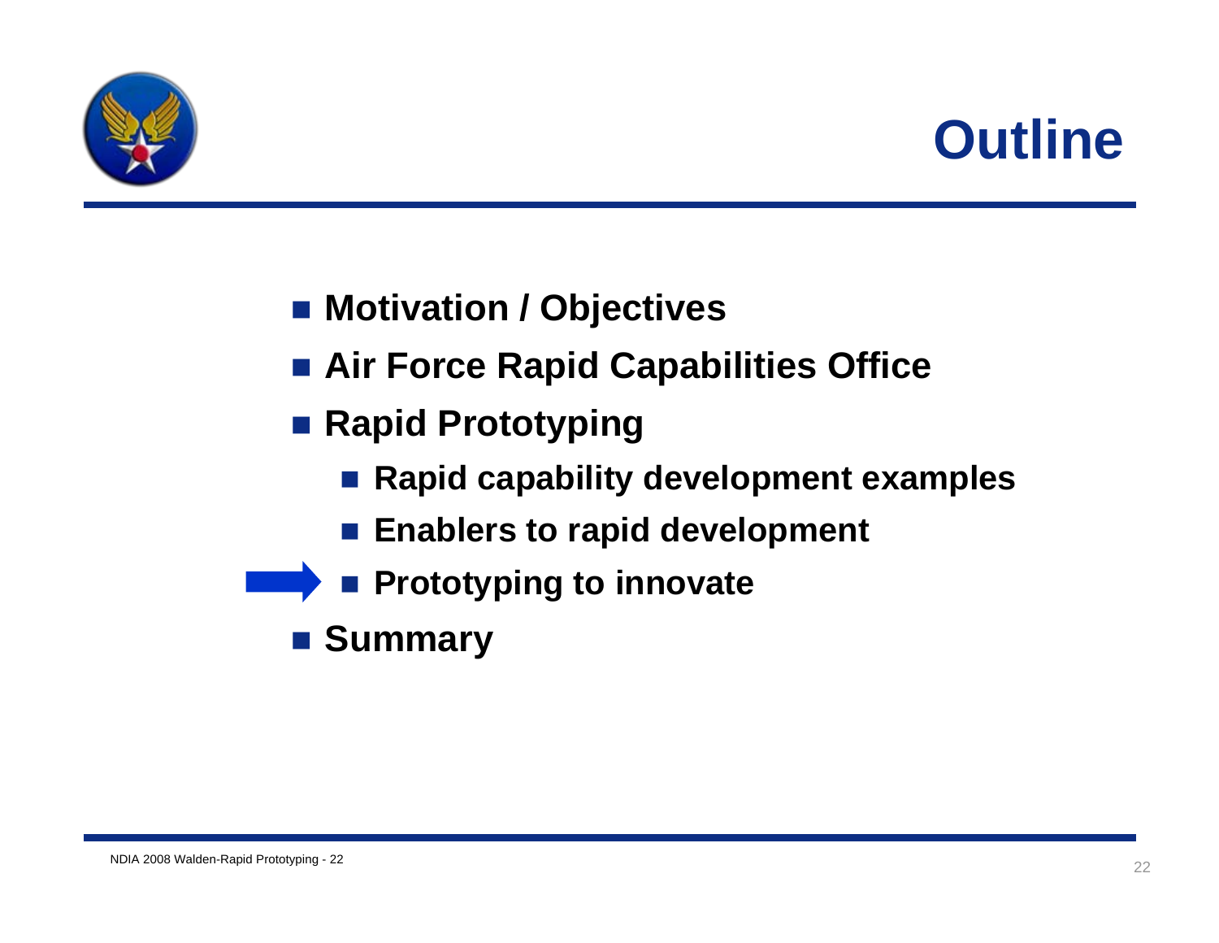# Outline

- Motivation / Objectives
- Air Force Rapid Capabilities Office
- Rapid Prototyping
  - Rapid capability development examples
  - Enablers to rapid development
  - Prototyping to innovate
- Summary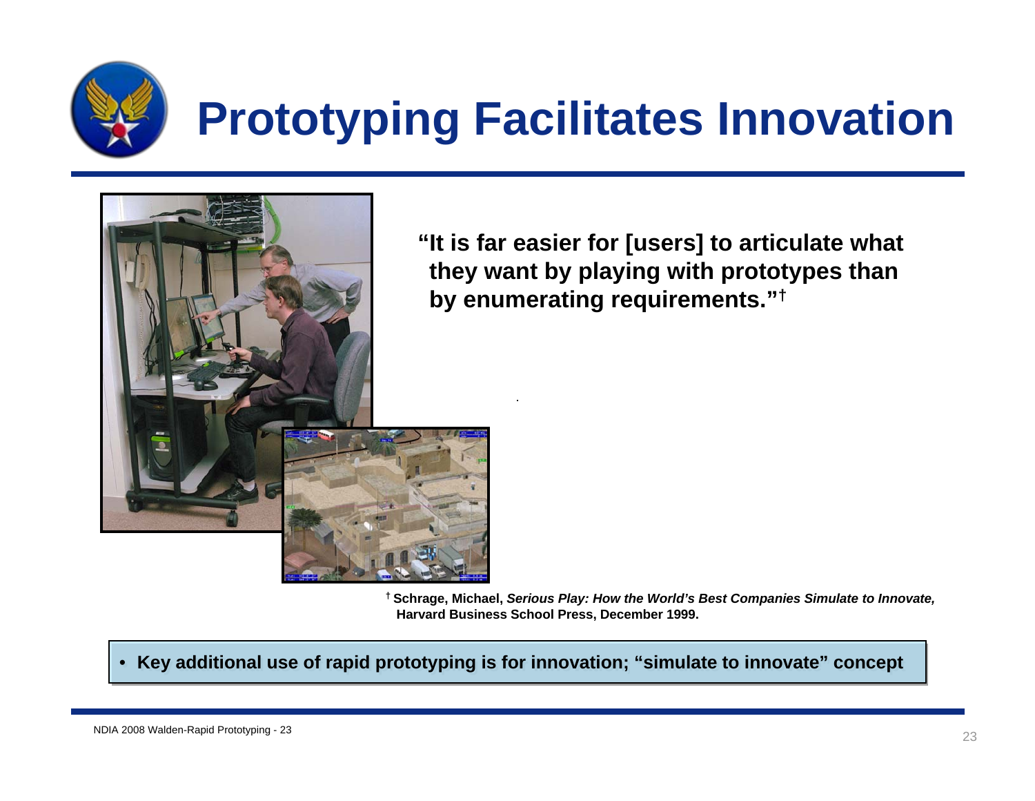# Prototyping Facilitates Innovation

**"It is far easier for [users] to articulate what they want by playing with prototypes than by enumerating requirements."[†]**

[†] **Schrage, Michael, *Serious Play: How the World's Best Companies Simulate to Innovate,* Harvard Business School Press, December 1999.**

- **Key additional use of rapid prototyping is for innovation; "simulate to innovate" concept**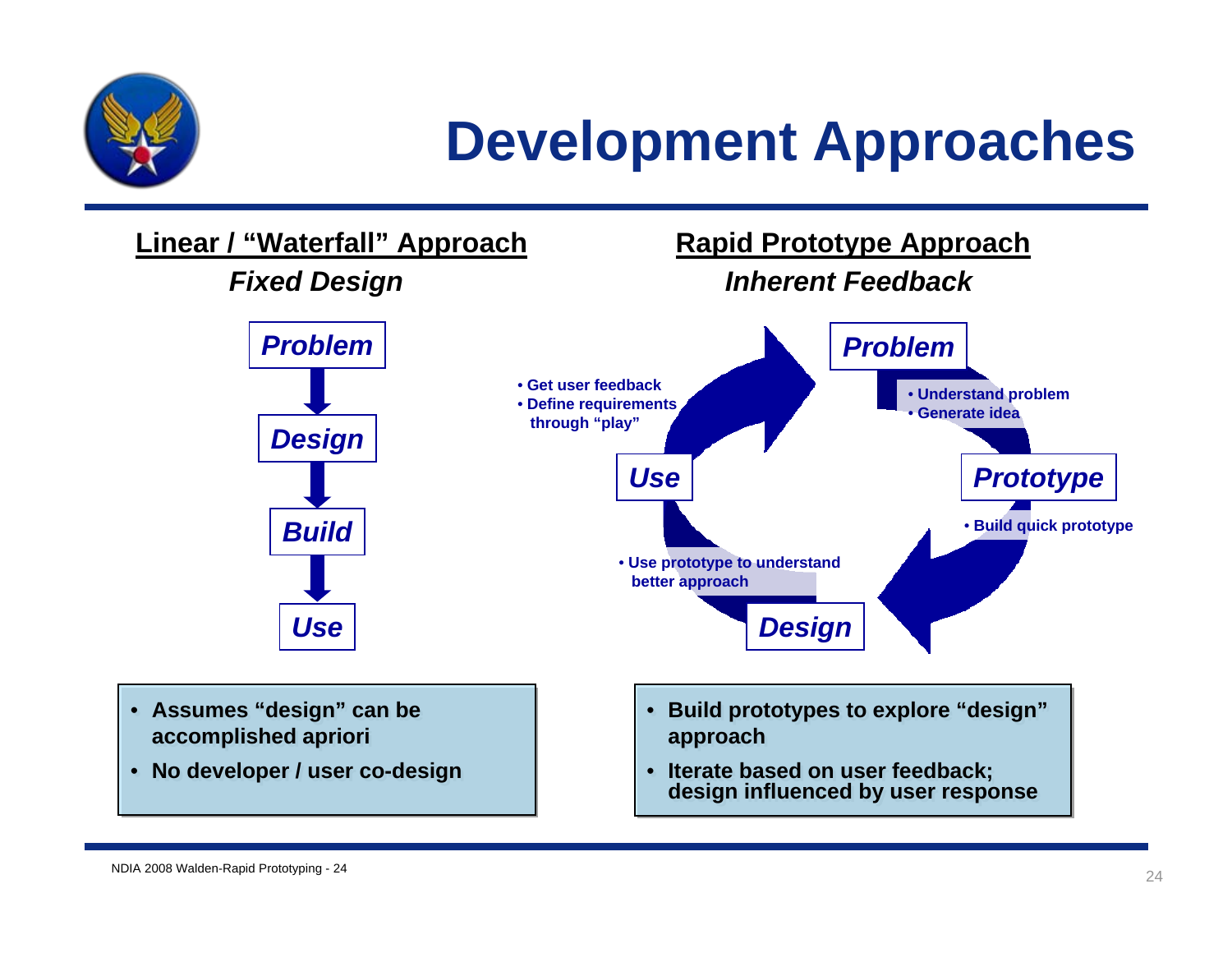# Development Approaches

## Linear / "Waterfall" Approach

***Fixed Design***

**Problem** → **Design** → **Build** → **Use**

- Assumes "design" can be accomplished apriori
- No developer / user co-design

## Rapid Prototype Approach

***Inherent Feedback***

**Problem**
- Understand problem
- Generate idea

**Prototype**
- Build quick prototype

**Design**
- Use prototype to understand better approach

**Use**
- Get user feedback
- Define requirements through "play"

---

- Build prototypes to explore "design" approach
- Iterate based on user feedback; design influenced by user response

NDIA 2008 Walden-Rapid Prototyping - 24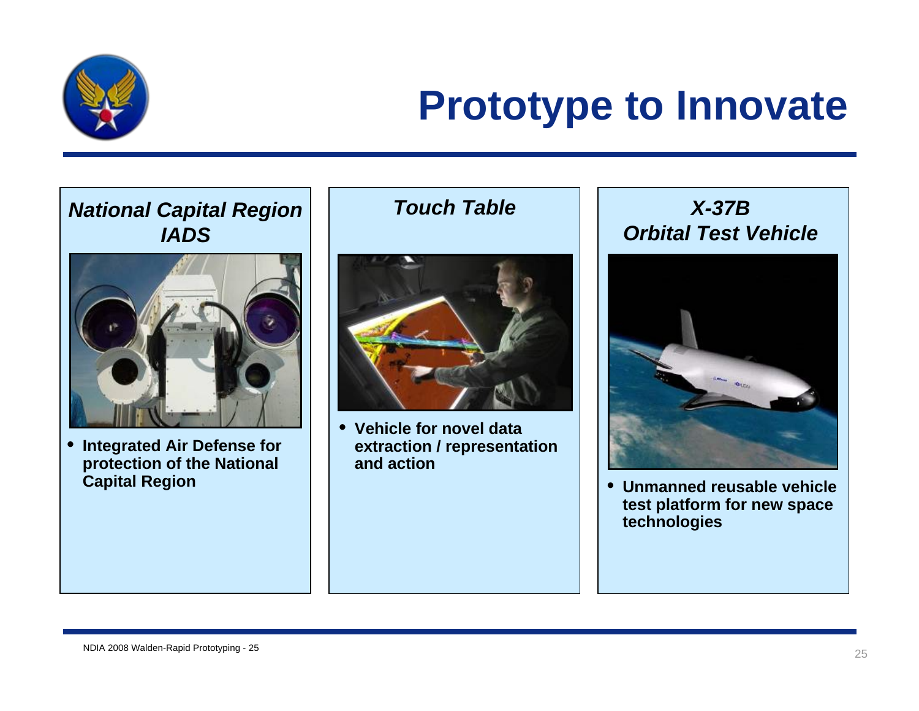# Prototype to Innovate

### *National Capital Region IADS*

- **Integrated Air Defense for protection of the National Capital Region**

### *Touch Table*

- **Vehicle for novel data extraction / representation and action**

### *X-37B Orbital Test Vehicle*

- **Unmanned reusable vehicle test platform for new space technologies**

NDIA 2008 Walden-Rapid Prototyping - 25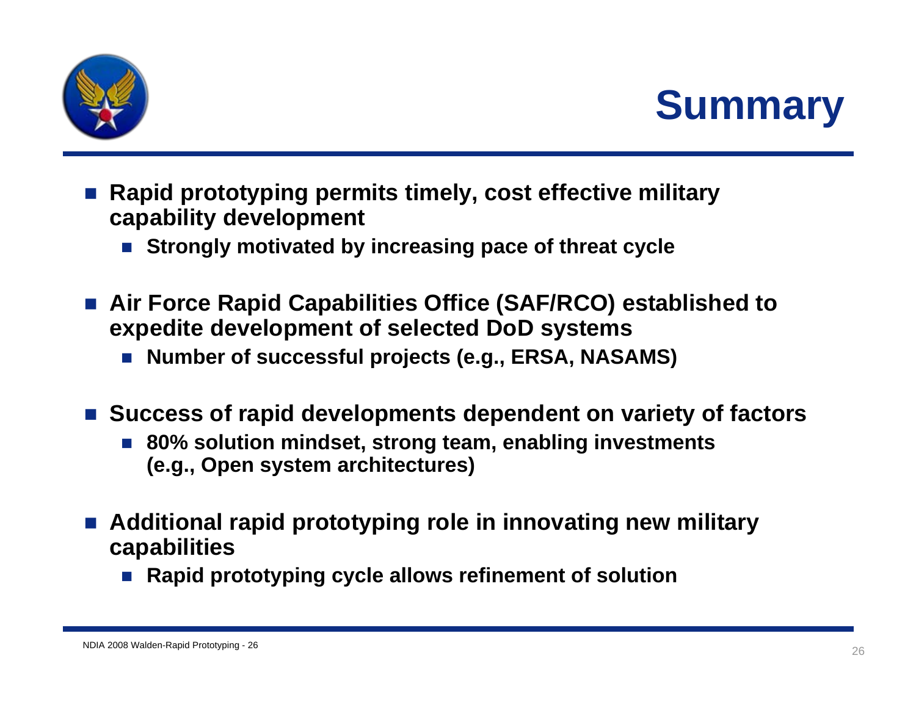# Summary

- **Rapid prototyping permits timely, cost effective military capability development**
  - **Strongly motivated by increasing pace of threat cycle**
- **Air Force Rapid Capabilities Office (SAF/RCO) established to expedite development of selected DoD systems**
  - **Number of successful projects (e.g., ERSA, NASAMS)**
- **Success of rapid developments dependent on variety of factors**
  - **80% solution mindset, strong team, enabling investments (e.g., Open system architectures)**
- **Additional rapid prototyping role in innovating new military capabilities**
  - **Rapid prototyping cycle allows refinement of solution**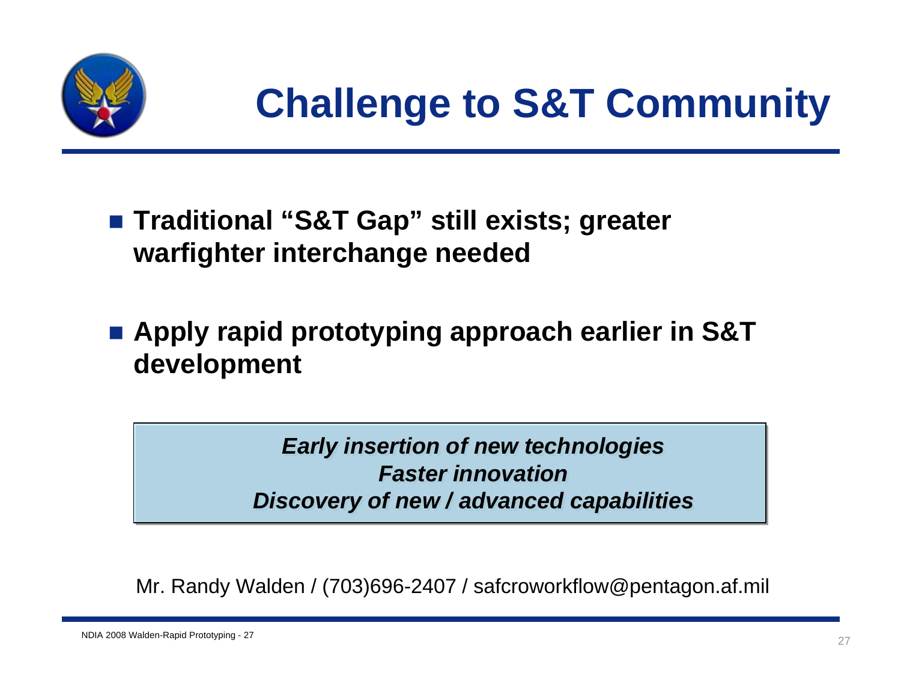# Challenge to S&T Community

- **Traditional "S&T Gap" still exists; greater warfighter interchange needed**
- **Apply rapid prototyping approach earlier in S&T development**

***Early insertion of new technologies***
***Faster innovation***
***Discovery of new / advanced capabilities***

Mr. Randy Walden / (703)696-2407 / safcroworkflow@pentagon.af.mil